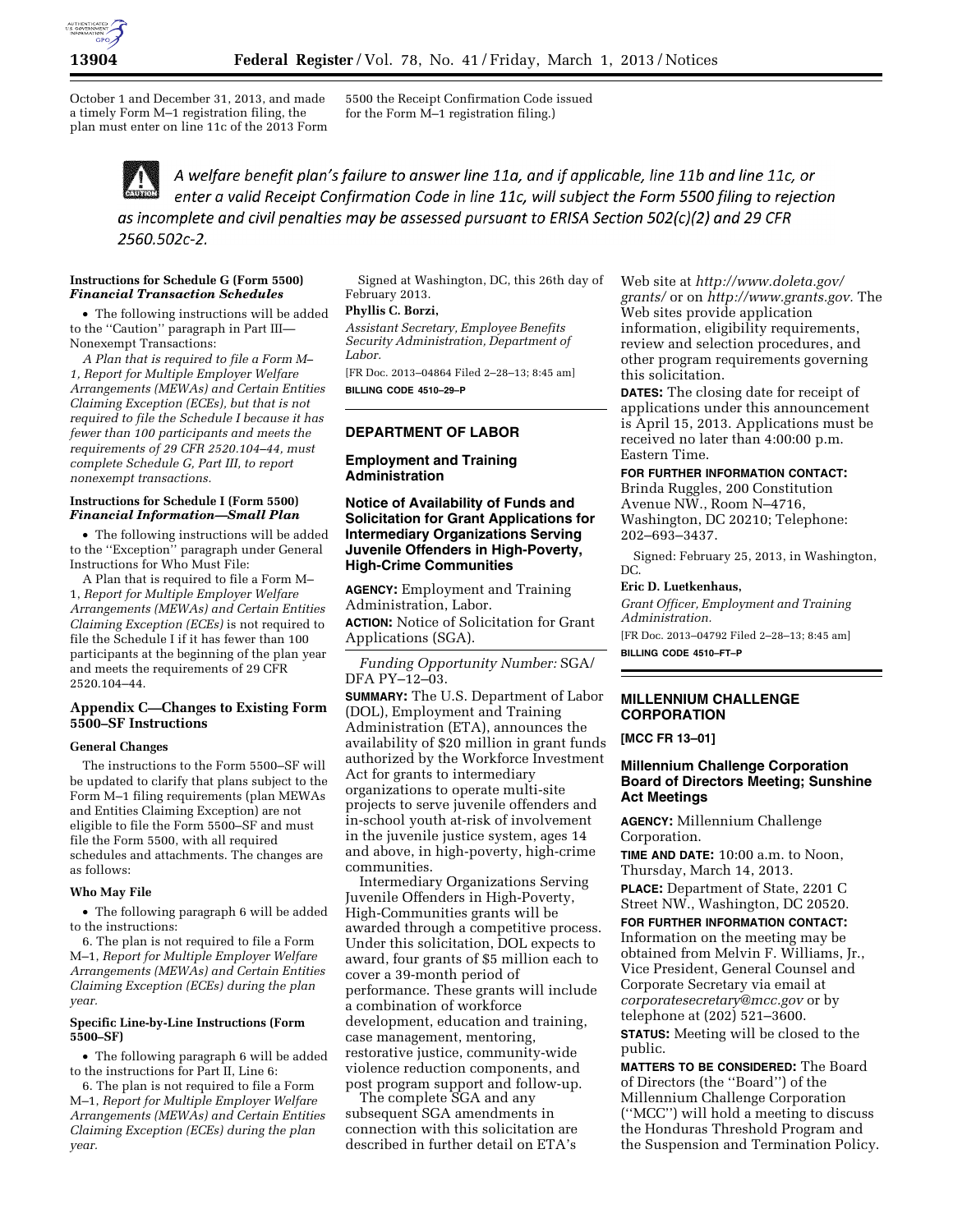October 1 and December 31, 2013, and made a timely Form M–1 registration filing, the plan must enter on line 11c of the 2013 Form 5500 the Receipt Confirmation Code issued for the Form M–1 registration filing.)

*A welfare benefit plan's failure to answer line 11a, and if applicable, line 11b and line 11c, or enter a valid Receipt Confirmation Code in line 11c, will subject the Form 5500 filing to rejection as incomplete and civil penalties may be assessed pursuant to ERISA Section 502(c)(2) and 29 CFR 2560.502c-2.*

**Instructions for Schedule G (Form 5500)** ***Financial Transaction Schedules***

- The following instructions will be added to the "Caution" paragraph in Part III—Nonexempt Transactions:

*A Plan that is required to file a Form M–1, Report for Multiple Employer Welfare Arrangements (MEWAs) and Certain Entities Claiming Exception (ECEs), but that is not required to file the Schedule I because it has fewer than 100 participants and meets the requirements of 29 CFR 2520.104–44, must complete Schedule G, Part III, to report nonexempt transactions.*

**Instructions for Schedule I (Form 5500)** ***Financial Information—Small Plan***

- The following instructions will be added to the "Exception" paragraph under General Instructions for Who Must File:

A Plan that is required to file a Form M–1, *Report for Multiple Employer Welfare Arrangements (MEWAs) and Certain Entities Claiming Exception (ECEs)* is not required to file the Schedule I if it has fewer than 100 participants at the beginning of the plan year and meets the requirements of 29 CFR 2520.104–44.

## Appendix C—Changes to Existing Form 5500–SF Instructions

**General Changes**

The instructions to the Form 5500–SF will be updated to clarify that plans subject to the Form M–1 filing requirements (plan MEWAs and Entities Claiming Exception) are not eligible to file the Form 5500–SF and must file the Form 5500, with all required schedules and attachments. The changes are as follows:

**Who May File**

- The following paragraph 6 will be added to the instructions:

6. The plan is not required to file a Form M–1, *Report for Multiple Employer Welfare Arrangements (MEWAs) and Certain Entities Claiming Exception (ECEs) during the plan year.*

**Specific Line-by-Line Instructions (Form 5500–SF)**

- The following paragraph 6 will be added to the instructions for Part II, Line 6:

6. The plan is not required to file a Form M–1, *Report for Multiple Employer Welfare Arrangements (MEWAs) and Certain Entities Claiming Exception (ECEs) during the plan year.*

Signed at Washington, DC, this 26th day of February 2013.

**Phyllis C. Borzi,**

*Assistant Secretary, Employee Benefits Security Administration, Department of Labor.*

[FR Doc. 2013–04864 Filed 2–28–13; 8:45 am]

**BILLING CODE 4510–29–P**

---

## DEPARTMENT OF LABOR

### Employment and Training Administration

### Notice of Availability of Funds and Solicitation for Grant Applications for Intermediary Organizations Serving Juvenile Offenders in High-Poverty, High-Crime Communities

**AGENCY:** Employment and Training Administration, Labor.

**ACTION:** Notice of Solicitation for Grant Applications (SGA).

*Funding Opportunity Number:* SGA/DFA PY–12–03.

**SUMMARY:** The U.S. Department of Labor (DOL), Employment and Training Administration (ETA), announces the availability of $20 million in grant funds authorized by the Workforce Investment Act for grants to intermediary organizations to operate multi-site projects to serve juvenile offenders and in-school youth at-risk of involvement in the juvenile justice system, ages 14 and above, in high-poverty, high-crime communities.

Intermediary Organizations Serving Juvenile Offenders in High-Poverty, High-Communities grants will be awarded through a competitive process. Under this solicitation, DOL expects to award, four grants of $5 million each to cover a 39-month period of performance. These grants will include a combination of workforce development, education and training, case management, mentoring, restorative justice, community-wide violence reduction components, and post program support and follow-up.

The complete SGA and any subsequent SGA amendments in connection with this solicitation are described in further detail on ETA's Web site at *http://www.doleta.gov/grants/* or on *http://www.grants.gov.* The Web sites provide application information, eligibility requirements, review and selection procedures, and other program requirements governing this solicitation.

**DATES:** The closing date for receipt of applications under this announcement is April 15, 2013. Applications must be received no later than 4:00:00 p.m. Eastern Time.

**FOR FURTHER INFORMATION CONTACT:** Brinda Ruggles, 200 Constitution Avenue NW., Room N–4716, Washington, DC 20210; Telephone: 202–693–3437.

Signed: February 25, 2013, in Washington, DC.

**Eric D. Luetkenhaus,**

*Grant Officer, Employment and Training Administration.*

[FR Doc. 2013–04792 Filed 2–28–13; 8:45 am]

**BILLING CODE 4510–FT–P**

---

## MILLENNIUM CHALLENGE CORPORATION

**[MCC FR 13–01]**

### Millennium Challenge Corporation Board of Directors Meeting; Sunshine Act Meetings

**AGENCY:** Millennium Challenge Corporation.

**TIME AND DATE:** 10:00 a.m. to Noon, Thursday, March 14, 2013.

**PLACE:** Department of State, 2201 C Street NW., Washington, DC 20520.

**FOR FURTHER INFORMATION CONTACT:** Information on the meeting may be obtained from Melvin F. Williams, Jr., Vice President, General Counsel and Corporate Secretary via email at *corporatesecretary@mcc.gov* or by telephone at (202) 521–3600.

**STATUS:** Meeting will be closed to the public.

**MATTERS TO BE CONSIDERED:** The Board of Directors (the "Board") of the Millennium Challenge Corporation ("MCC") will hold a meeting to discuss the Honduras Threshold Program and the Suspension and Termination Policy.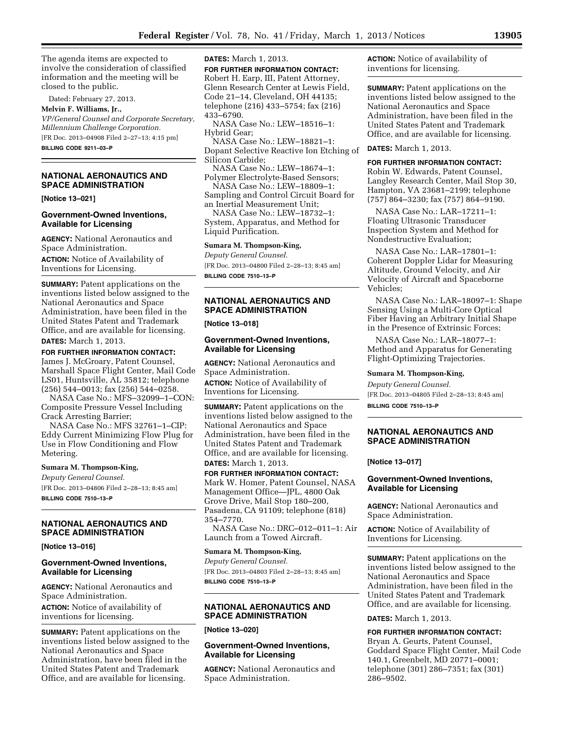The agenda items are expected to involve the consideration of classified information and the meeting will be closed to the public.

Dated: February 27, 2013.

**Melvin F. Williams, Jr.,**

*VP/General Counsel and Corporate Secretary, Millennium Challenge Corporation.*

[FR Doc. 2013–04908 Filed 2–27–13; 4:15 pm]

**BILLING CODE 9211–03–P**

---

## NATIONAL AERONAUTICS AND SPACE ADMINISTRATION

**[Notice 13–021]**

### Government-Owned Inventions, Available for Licensing

**AGENCY:** National Aeronautics and Space Administration.

**ACTION:** Notice of Availability of Inventions for Licensing.

**SUMMARY:** Patent applications on the inventions listed below assigned to the National Aeronautics and Space Administration, have been filed in the United States Patent and Trademark Office, and are available for licensing.

**DATES:** March 1, 2013.

**FOR FURTHER INFORMATION CONTACT:** James J. McGroary, Patent Counsel, Marshall Space Flight Center, Mail Code LS01, Huntsville, AL 35812; telephone (256) 544–0013; fax (256) 544–0258.

NASA Case No.: MFS–32099–1–CON: Composite Pressure Vessel Including Crack Arresting Barrier;

NASA Case No.: MFS 32761–1–CIP: Eddy Current Minimizing Flow Plug for Use in Flow Conditioning and Flow Metering.

**Sumara M. Thompson-King,**

*Deputy General Counsel.*

[FR Doc. 2013–04806 Filed 2–28–13; 8:45 am]

**BILLING CODE 7510–13–P**

---

## NATIONAL AERONAUTICS AND SPACE ADMINISTRATION

**[Notice 13–016]**

### Government-Owned Inventions, Available for Licensing

**AGENCY:** National Aeronautics and Space Administration.

**ACTION:** Notice of availability of inventions for licensing.

**SUMMARY:** Patent applications on the inventions listed below assigned to the National Aeronautics and Space Administration, have been filed in the United States Patent and Trademark Office, and are available for licensing.

**DATES:** March 1, 2013.

**FOR FURTHER INFORMATION CONTACT:** Robert H. Earp, III, Patent Attorney, Glenn Research Center at Lewis Field, Code 21–14, Cleveland, OH 44135; telephone (216) 433–5754; fax (216) 433–6790.

NASA Case No.: LEW–18516–1: Hybrid Gear;

NASA Case No.: LEW–18821–1: Dopant Selective Reactive Ion Etching of Silicon Carbide;

NASA Case No.: LEW–18674–1: Polymer Electrolyte-Based Sensors;

NASA Case No.: LEW–18809–1: Sampling and Control Circuit Board for an Inertial Measurement Unit;

NASA Case No.: LEW–18732–1: System, Apparatus, and Method for Liquid Purification.

**Sumara M. Thompson-King,**

*Deputy General Counsel.*

[FR Doc. 2013–04800 Filed 2–28–13; 8:45 am]

**BILLING CODE 7510–13–P**

---

## NATIONAL AERONAUTICS AND SPACE ADMINISTRATION

**[Notice 13–018]**

### Government-Owned Inventions, Available for Licensing

**AGENCY:** National Aeronautics and Space Administration.

**ACTION:** Notice of Availability of Inventions for Licensing.

**SUMMARY:** Patent applications on the inventions listed below assigned to the National Aeronautics and Space Administration, have been filed in the United States Patent and Trademark Office, and are available for licensing.

**DATES:** March 1, 2013.

**FOR FURTHER INFORMATION CONTACT:** Mark W. Homer, Patent Counsel, NASA Management Office—JPL, 4800 Oak Grove Drive, Mail Stop 180–200, Pasadena, CA 91109; telephone (818) 354–7770.

NASA Case No.: DRC–012–011–1: Air Launch from a Towed Aircraft.

**Sumara M. Thompson-King,**

*Deputy General Counsel.*

[FR Doc. 2013–04803 Filed 2–28–13; 8:45 am]

**BILLING CODE 7510–13–P**

---

## NATIONAL AERONAUTICS AND SPACE ADMINISTRATION

**[Notice 13–020]**

### Government-Owned Inventions, Available for Licensing

**AGENCY:** National Aeronautics and Space Administration.

**ACTION:** Notice of availability of inventions for licensing.

**SUMMARY:** Patent applications on the inventions listed below assigned to the National Aeronautics and Space Administration, have been filed in the United States Patent and Trademark Office, and are available for licensing.

**DATES:** March 1, 2013.

**FOR FURTHER INFORMATION CONTACT:** Robin W. Edwards, Patent Counsel, Langley Research Center, Mail Stop 30, Hampton, VA 23681–2199; telephone (757) 864–3230; fax (757) 864–9190.

NASA Case No.: LAR–17211–1: Floating Ultrasonic Transducer Inspection System and Method for Nondestructive Evaluation;

NASA Case No.: LAR–17801–1: Coherent Doppler Lidar for Measuring Altitude, Ground Velocity, and Air Velocity of Aircraft and Spaceborne Vehicles;

NASA Case No.: LAR–18097–1: Shape Sensing Using a Multi-Core Optical Fiber Having an Arbitrary Initial Shape in the Presence of Extrinsic Forces;

NASA Case No.: LAR–18077–1: Method and Apparatus for Generating Flight-Optimizing Trajectories.

**Sumara M. Thompson-King,**

*Deputy General Counsel.*

[FR Doc. 2013–04805 Filed 2–28–13; 8:45 am]

**BILLING CODE 7510–13–P**

---

## NATIONAL AERONAUTICS AND SPACE ADMINISTRATION

**[Notice 13–017]**

### Government-Owned Inventions, Available for Licensing

**AGENCY:** National Aeronautics and Space Administration.

**ACTION:** Notice of Availability of Inventions for Licensing.

**SUMMARY:** Patent applications on the inventions listed below assigned to the National Aeronautics and Space Administration, have been filed in the United States Patent and Trademark Office, and are available for licensing.

**DATES:** March 1, 2013.

**FOR FURTHER INFORMATION CONTACT:** Bryan A. Geurts, Patent Counsel, Goddard Space Flight Center, Mail Code 140.1, Greenbelt, MD 20771–0001; telephone (301) 286–7351; fax (301) 286–9502.